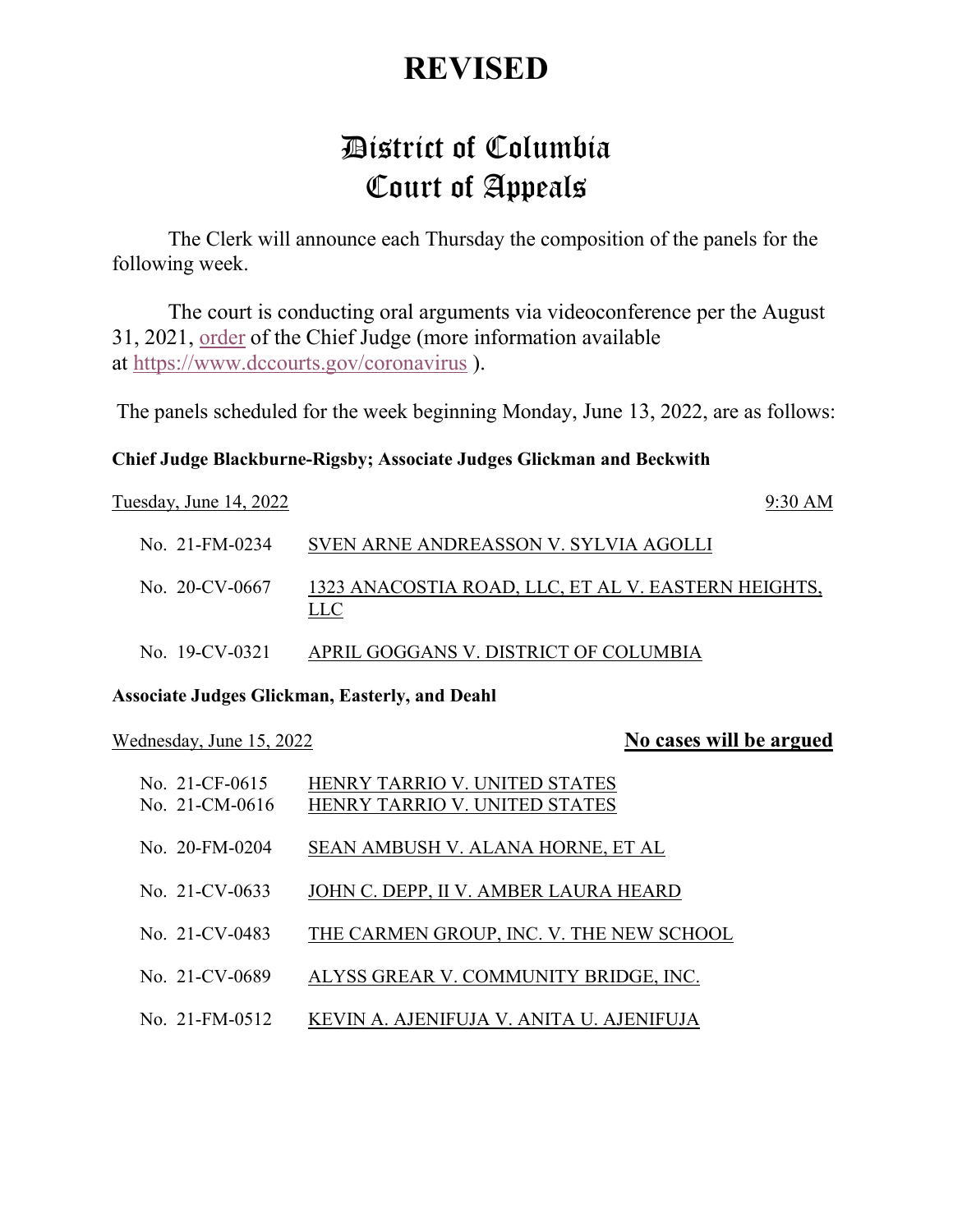# REVISED

# District of Columbia
# Court of Appeals

The Clerk will announce each Thursday the composition of the panels for the following week.

The court is conducting oral arguments via videoconference per the August 31, 2021, order of the Chief Judge (more information available at https://www.dccourts.gov/coronavirus ).

The panels scheduled for the week beginning Monday, June 13, 2022, are as follows:

**Chief Judge Blackburne-Rigsby; Associate Judges Glickman and Beckwith**

Tuesday, June 14, 2022 — 9:30 AM

| | |
|---|---|
| No. 21-FM-0234 | SVEN ARNE ANDREASSON V. SYLVIA AGOLLI |
| No. 20-CV-0667 | 1323 ANACOSTIA ROAD, LLC, ET AL V. EASTERN HEIGHTS, LLC |
| No. 19-CV-0321 | APRIL GOGGANS V. DISTRICT OF COLUMBIA |

**Associate Judges Glickman, Easterly, and Deahl**

Wednesday, June 15, 2022 — **No cases will be argued**

| | |
|---|---|
| No. 21-CF-0615<br>No. 21-CM-0616 | HENRY TARRIO V. UNITED STATES<br>HENRY TARRIO V. UNITED STATES |
| No. 20-FM-0204 | SEAN AMBUSH V. ALANA HORNE, ET AL |
| No. 21-CV-0633 | JOHN C. DEPP, II V. AMBER LAURA HEARD |
| No. 21-CV-0483 | THE CARMEN GROUP, INC. V. THE NEW SCHOOL |
| No. 21-CV-0689 | ALYSS GREAR V. COMMUNITY BRIDGE, INC. |
| No. 21-FM-0512 | KEVIN A. AJENIFUJA V. ANITA U. AJENIFUJA |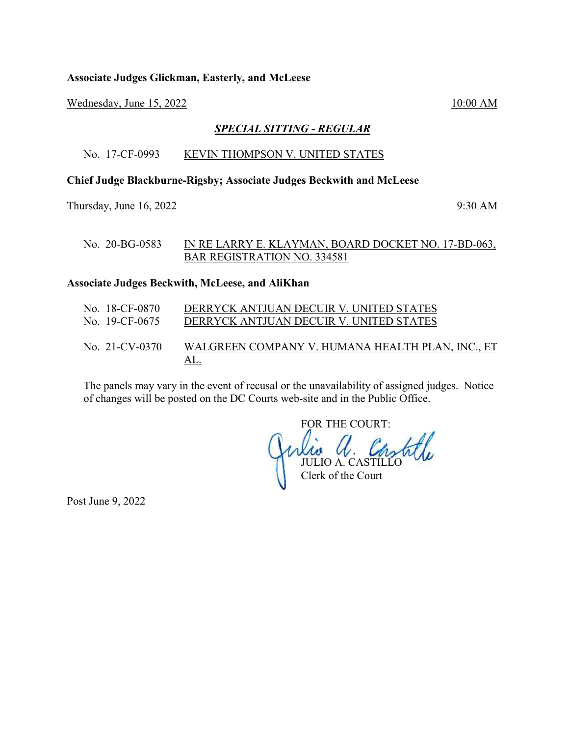**Associate Judges Glickman, Easterly, and McLeese**

Wednesday, June 15, 2022 10:00 AM

***SPECIAL SITTING - REGULAR***

No. 17-CF-0993 KEVIN THOMPSON V. UNITED STATES

**Chief Judge Blackburne-Rigsby; Associate Judges Beckwith and McLeese**

Thursday, June 16, 2022 9:30 AM

No. 20-BG-0583 IN RE LARRY E. KLAYMAN, BOARD DOCKET NO. 17-BD-063, BAR REGISTRATION NO. 334581

**Associate Judges Beckwith, McLeese, and AliKhan**

No. 18-CF-0870 DERRYCK ANTJUAN DECUIR V. UNITED STATES
No. 19-CF-0675 DERRYCK ANTJUAN DECUIR V. UNITED STATES

No. 21-CV-0370 WALGREEN COMPANY V. HUMANA HEALTH PLAN, INC., ET AL.

The panels may vary in the event of recusal or the unavailability of assigned judges. Notice of changes will be posted on the DC Courts web-site and in the Public Office.

FOR THE COURT:

JULIO A. CASTILLO
Clerk of the Court

Post June 9, 2022